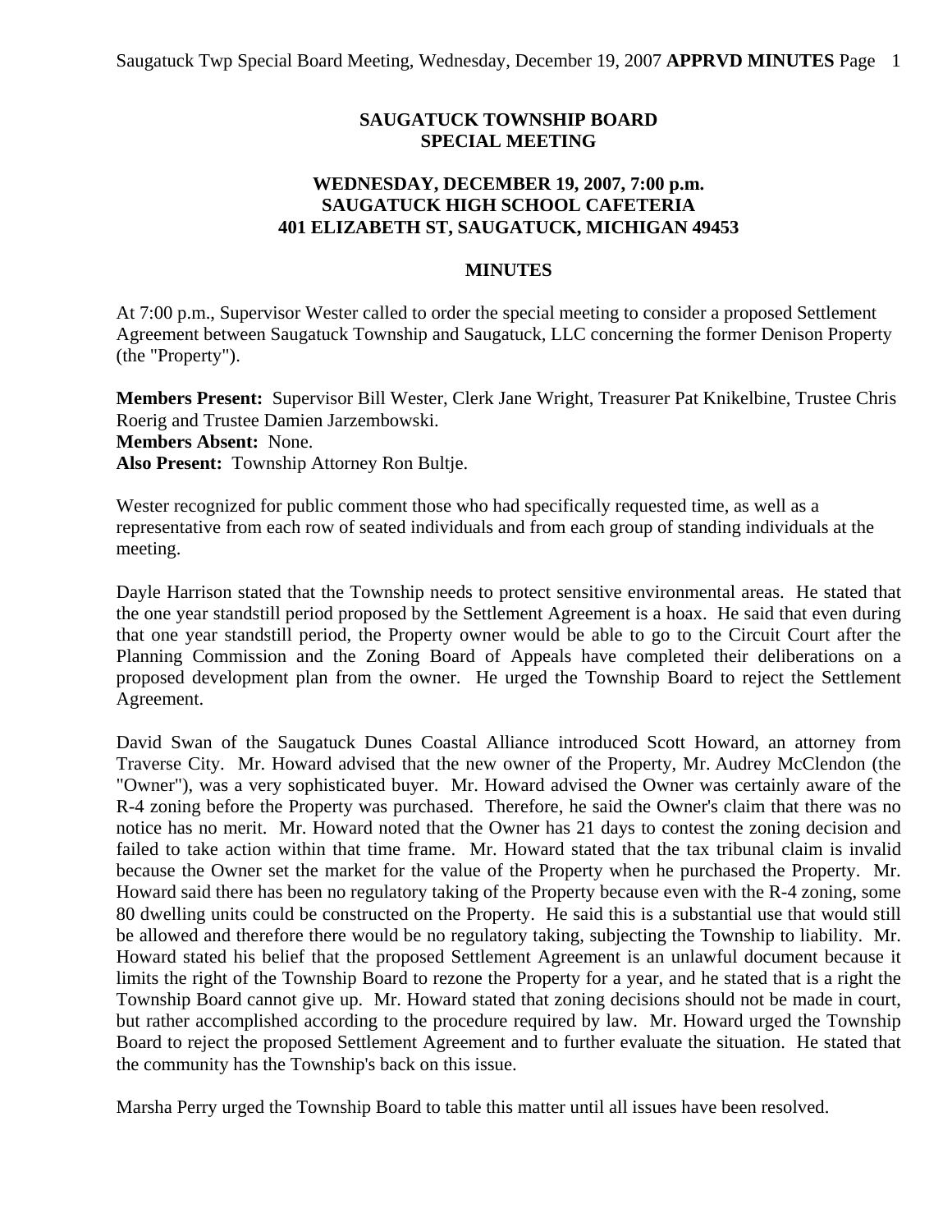# SAUGATUCK TOWNSHIP BOARD
## SPECIAL MEETING

### WEDNESDAY, DECEMBER 19, 2007, 7:00 p.m.
### SAUGATUCK HIGH SCHOOL CAFETERIA
### 401 ELIZABETH ST, SAUGATUCK, MICHIGAN 49453

### MINUTES

At 7:00 p.m., Supervisor Wester called to order the special meeting to consider a proposed Settlement Agreement between Saugatuck Township and Saugatuck, LLC concerning the former Denison Property (the "Property").

**Members Present:** Supervisor Bill Wester, Clerk Jane Wright, Treasurer Pat Knikelbine, Trustee Chris Roerig and Trustee Damien Jarzembowski.
**Members Absent:** None.
**Also Present:** Township Attorney Ron Bultje.

Wester recognized for public comment those who had specifically requested time, as well as a representative from each row of seated individuals and from each group of standing individuals at the meeting.

Dayle Harrison stated that the Township needs to protect sensitive environmental areas. He stated that the one year standstill period proposed by the Settlement Agreement is a hoax. He said that even during that one year standstill period, the Property owner would be able to go to the Circuit Court after the Planning Commission and the Zoning Board of Appeals have completed their deliberations on a proposed development plan from the owner. He urged the Township Board to reject the Settlement Agreement.

David Swan of the Saugatuck Dunes Coastal Alliance introduced Scott Howard, an attorney from Traverse City. Mr. Howard advised that the new owner of the Property, Mr. Audrey McClendon (the "Owner"), was a very sophisticated buyer. Mr. Howard advised the Owner was certainly aware of the R-4 zoning before the Property was purchased. Therefore, he said the Owner's claim that there was no notice has no merit. Mr. Howard noted that the Owner has 21 days to contest the zoning decision and failed to take action within that time frame. Mr. Howard stated that the tax tribunal claim is invalid because the Owner set the market for the value of the Property when he purchased the Property. Mr. Howard said there has been no regulatory taking of the Property because even with the R-4 zoning, some 80 dwelling units could be constructed on the Property. He said this is a substantial use that would still be allowed and therefore there would be no regulatory taking, subjecting the Township to liability. Mr. Howard stated his belief that the proposed Settlement Agreement is an unlawful document because it limits the right of the Township Board to rezone the Property for a year, and he stated that is a right the Township Board cannot give up. Mr. Howard stated that zoning decisions should not be made in court, but rather accomplished according to the procedure required by law. Mr. Howard urged the Township Board to reject the proposed Settlement Agreement and to further evaluate the situation. He stated that the community has the Township's back on this issue.

Marsha Perry urged the Township Board to table this matter until all issues have been resolved.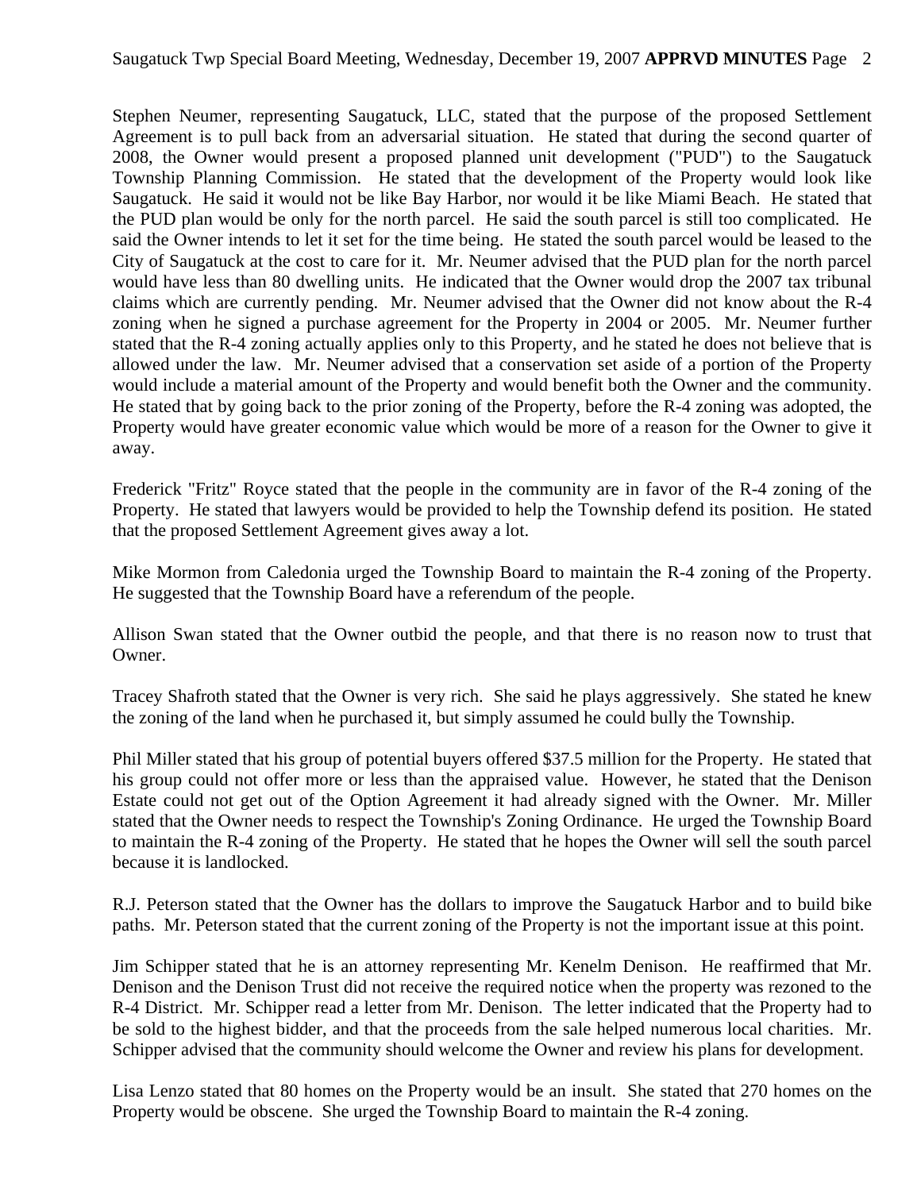Stephen Neumer, representing Saugatuck, LLC, stated that the purpose of the proposed Settlement Agreement is to pull back from an adversarial situation. He stated that during the second quarter of 2008, the Owner would present a proposed planned unit development ("PUD") to the Saugatuck Township Planning Commission. He stated that the development of the Property would look like Saugatuck. He said it would not be like Bay Harbor, nor would it be like Miami Beach. He stated that the PUD plan would be only for the north parcel. He said the south parcel is still too complicated. He said the Owner intends to let it set for the time being. He stated the south parcel would be leased to the City of Saugatuck at the cost to care for it. Mr. Neumer advised that the PUD plan for the north parcel would have less than 80 dwelling units. He indicated that the Owner would drop the 2007 tax tribunal claims which are currently pending. Mr. Neumer advised that the Owner did not know about the R-4 zoning when he signed a purchase agreement for the Property in 2004 or 2005. Mr. Neumer further stated that the R-4 zoning actually applies only to this Property, and he stated he does not believe that is allowed under the law. Mr. Neumer advised that a conservation set aside of a portion of the Property would include a material amount of the Property and would benefit both the Owner and the community. He stated that by going back to the prior zoning of the Property, before the R-4 zoning was adopted, the Property would have greater economic value which would be more of a reason for the Owner to give it away.

Frederick "Fritz" Royce stated that the people in the community are in favor of the R-4 zoning of the Property. He stated that lawyers would be provided to help the Township defend its position. He stated that the proposed Settlement Agreement gives away a lot.

Mike Mormon from Caledonia urged the Township Board to maintain the R-4 zoning of the Property. He suggested that the Township Board have a referendum of the people.

Allison Swan stated that the Owner outbid the people, and that there is no reason now to trust that Owner.

Tracey Shafroth stated that the Owner is very rich. She said he plays aggressively. She stated he knew the zoning of the land when he purchased it, but simply assumed he could bully the Township.

Phil Miller stated that his group of potential buyers offered $37.5 million for the Property. He stated that his group could not offer more or less than the appraised value. However, he stated that the Denison Estate could not get out of the Option Agreement it had already signed with the Owner. Mr. Miller stated that the Owner needs to respect the Township's Zoning Ordinance. He urged the Township Board to maintain the R-4 zoning of the Property. He stated that he hopes the Owner will sell the south parcel because it is landlocked.

R.J. Peterson stated that the Owner has the dollars to improve the Saugatuck Harbor and to build bike paths. Mr. Peterson stated that the current zoning of the Property is not the important issue at this point.

Jim Schipper stated that he is an attorney representing Mr. Kenelm Denison. He reaffirmed that Mr. Denison and the Denison Trust did not receive the required notice when the property was rezoned to the R-4 District. Mr. Schipper read a letter from Mr. Denison. The letter indicated that the Property had to be sold to the highest bidder, and that the proceeds from the sale helped numerous local charities. Mr. Schipper advised that the community should welcome the Owner and review his plans for development.

Lisa Lenzo stated that 80 homes on the Property would be an insult. She stated that 270 homes on the Property would be obscene. She urged the Township Board to maintain the R-4 zoning.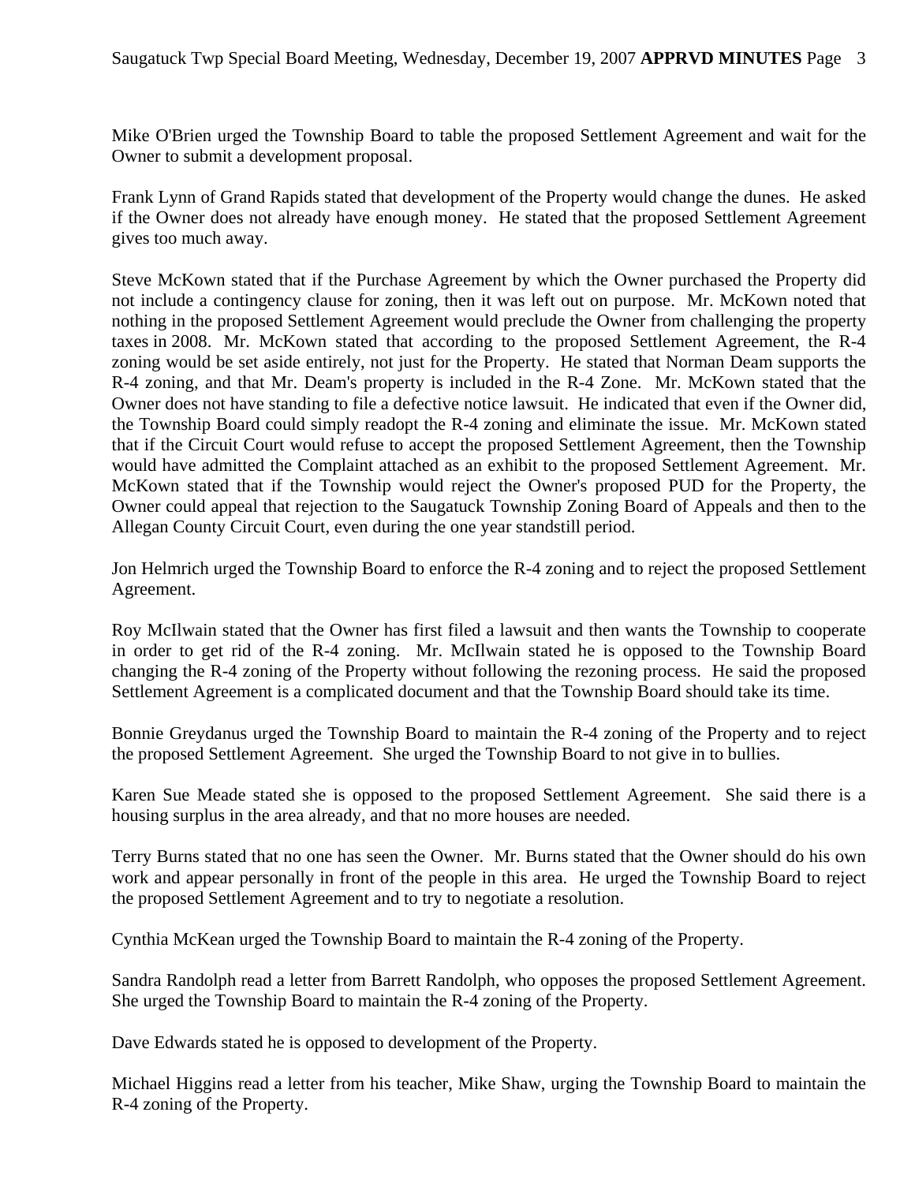Mike O'Brien urged the Township Board to table the proposed Settlement Agreement and wait for the Owner to submit a development proposal.

Frank Lynn of Grand Rapids stated that development of the Property would change the dunes. He asked if the Owner does not already have enough money. He stated that the proposed Settlement Agreement gives too much away.

Steve McKown stated that if the Purchase Agreement by which the Owner purchased the Property did not include a contingency clause for zoning, then it was left out on purpose. Mr. McKown noted that nothing in the proposed Settlement Agreement would preclude the Owner from challenging the property taxes in 2008. Mr. McKown stated that according to the proposed Settlement Agreement, the R-4 zoning would be set aside entirely, not just for the Property. He stated that Norman Deam supports the R-4 zoning, and that Mr. Deam's property is included in the R-4 Zone. Mr. McKown stated that the Owner does not have standing to file a defective notice lawsuit. He indicated that even if the Owner did, the Township Board could simply readopt the R-4 zoning and eliminate the issue. Mr. McKown stated that if the Circuit Court would refuse to accept the proposed Settlement Agreement, then the Township would have admitted the Complaint attached as an exhibit to the proposed Settlement Agreement. Mr. McKown stated that if the Township would reject the Owner's proposed PUD for the Property, the Owner could appeal that rejection to the Saugatuck Township Zoning Board of Appeals and then to the Allegan County Circuit Court, even during the one year standstill period.

Jon Helmrich urged the Township Board to enforce the R-4 zoning and to reject the proposed Settlement Agreement.

Roy McIlwain stated that the Owner has first filed a lawsuit and then wants the Township to cooperate in order to get rid of the R-4 zoning. Mr. McIlwain stated he is opposed to the Township Board changing the R-4 zoning of the Property without following the rezoning process. He said the proposed Settlement Agreement is a complicated document and that the Township Board should take its time.

Bonnie Greydanus urged the Township Board to maintain the R-4 zoning of the Property and to reject the proposed Settlement Agreement. She urged the Township Board to not give in to bullies.

Karen Sue Meade stated she is opposed to the proposed Settlement Agreement. She said there is a housing surplus in the area already, and that no more houses are needed.

Terry Burns stated that no one has seen the Owner. Mr. Burns stated that the Owner should do his own work and appear personally in front of the people in this area. He urged the Township Board to reject the proposed Settlement Agreement and to try to negotiate a resolution.

Cynthia McKean urged the Township Board to maintain the R-4 zoning of the Property.

Sandra Randolph read a letter from Barrett Randolph, who opposes the proposed Settlement Agreement. She urged the Township Board to maintain the R-4 zoning of the Property.

Dave Edwards stated he is opposed to development of the Property.

Michael Higgins read a letter from his teacher, Mike Shaw, urging the Township Board to maintain the R-4 zoning of the Property.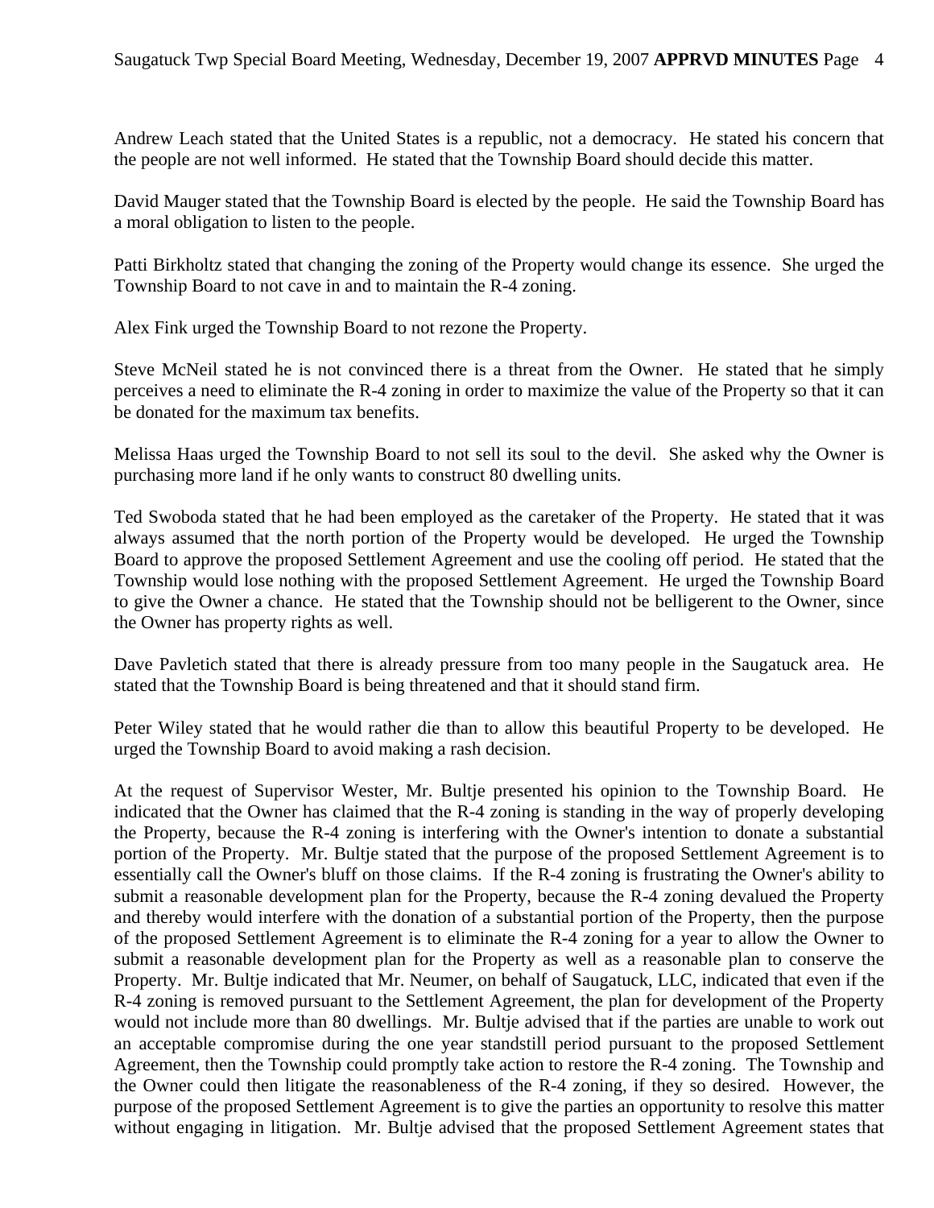Andrew Leach stated that the United States is a republic, not a democracy. He stated his concern that the people are not well informed. He stated that the Township Board should decide this matter.

David Mauger stated that the Township Board is elected by the people. He said the Township Board has a moral obligation to listen to the people.

Patti Birkholtz stated that changing the zoning of the Property would change its essence. She urged the Township Board to not cave in and to maintain the R-4 zoning.

Alex Fink urged the Township Board to not rezone the Property.

Steve McNeil stated he is not convinced there is a threat from the Owner. He stated that he simply perceives a need to eliminate the R-4 zoning in order to maximize the value of the Property so that it can be donated for the maximum tax benefits.

Melissa Haas urged the Township Board to not sell its soul to the devil. She asked why the Owner is purchasing more land if he only wants to construct 80 dwelling units.

Ted Swoboda stated that he had been employed as the caretaker of the Property. He stated that it was always assumed that the north portion of the Property would be developed. He urged the Township Board to approve the proposed Settlement Agreement and use the cooling off period. He stated that the Township would lose nothing with the proposed Settlement Agreement. He urged the Township Board to give the Owner a chance. He stated that the Township should not be belligerent to the Owner, since the Owner has property rights as well.

Dave Pavletich stated that there is already pressure from too many people in the Saugatuck area. He stated that the Township Board is being threatened and that it should stand firm.

Peter Wiley stated that he would rather die than to allow this beautiful Property to be developed. He urged the Township Board to avoid making a rash decision.

At the request of Supervisor Wester, Mr. Bultje presented his opinion to the Township Board. He indicated that the Owner has claimed that the R-4 zoning is standing in the way of properly developing the Property, because the R-4 zoning is interfering with the Owner's intention to donate a substantial portion of the Property. Mr. Bultje stated that the purpose of the proposed Settlement Agreement is to essentially call the Owner's bluff on those claims. If the R-4 zoning is frustrating the Owner's ability to submit a reasonable development plan for the Property, because the R-4 zoning devalued the Property and thereby would interfere with the donation of a substantial portion of the Property, then the purpose of the proposed Settlement Agreement is to eliminate the R-4 zoning for a year to allow the Owner to submit a reasonable development plan for the Property as well as a reasonable plan to conserve the Property. Mr. Bultje indicated that Mr. Neumer, on behalf of Saugatuck, LLC, indicated that even if the R-4 zoning is removed pursuant to the Settlement Agreement, the plan for development of the Property would not include more than 80 dwellings. Mr. Bultje advised that if the parties are unable to work out an acceptable compromise during the one year standstill period pursuant to the proposed Settlement Agreement, then the Township could promptly take action to restore the R-4 zoning. The Township and the Owner could then litigate the reasonableness of the R-4 zoning, if they so desired. However, the purpose of the proposed Settlement Agreement is to give the parties an opportunity to resolve this matter without engaging in litigation. Mr. Bultje advised that the proposed Settlement Agreement states that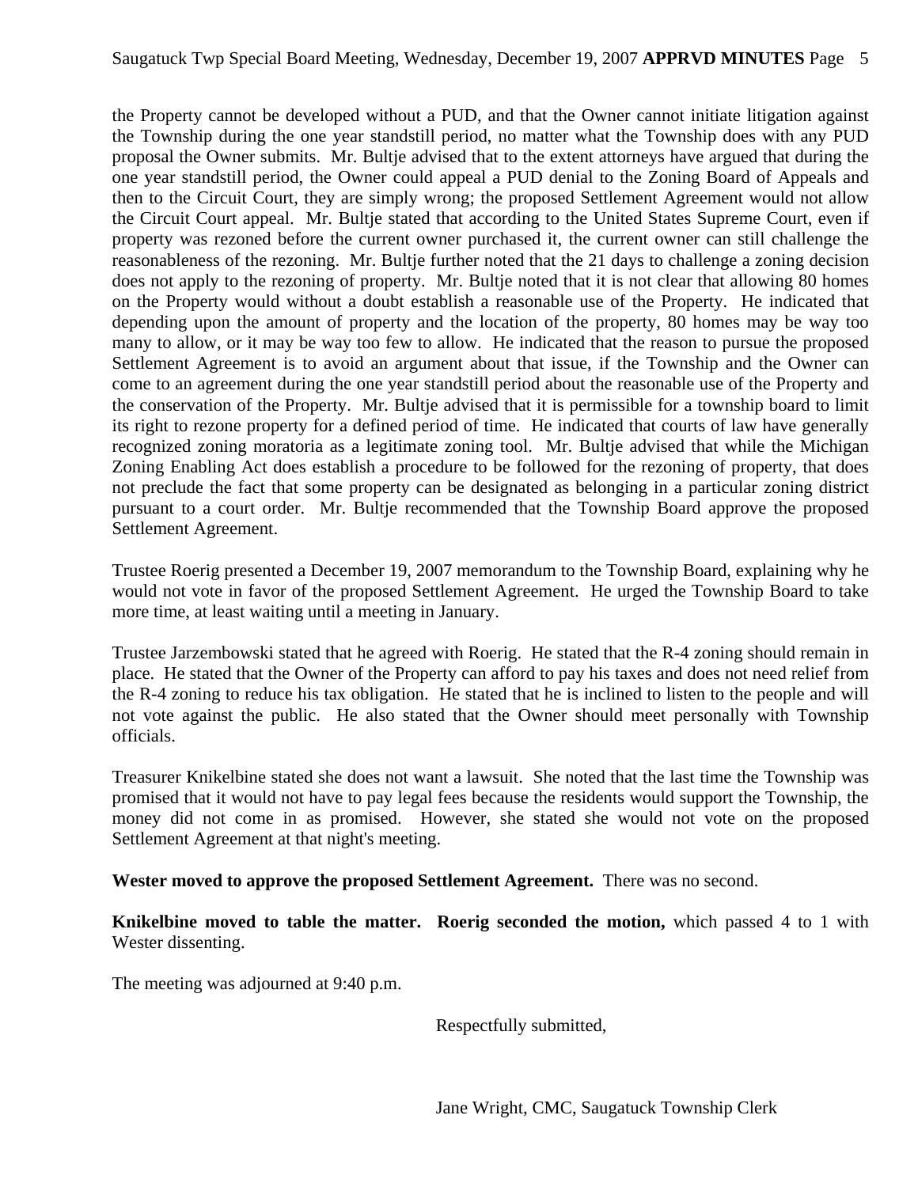the Property cannot be developed without a PUD, and that the Owner cannot initiate litigation against the Township during the one year standstill period, no matter what the Township does with any PUD proposal the Owner submits. Mr. Bultje advised that to the extent attorneys have argued that during the one year standstill period, the Owner could appeal a PUD denial to the Zoning Board of Appeals and then to the Circuit Court, they are simply wrong; the proposed Settlement Agreement would not allow the Circuit Court appeal. Mr. Bultje stated that according to the United States Supreme Court, even if property was rezoned before the current owner purchased it, the current owner can still challenge the reasonableness of the rezoning. Mr. Bultje further noted that the 21 days to challenge a zoning decision does not apply to the rezoning of property. Mr. Bultje noted that it is not clear that allowing 80 homes on the Property would without a doubt establish a reasonable use of the Property. He indicated that depending upon the amount of property and the location of the property, 80 homes may be way too many to allow, or it may be way too few to allow. He indicated that the reason to pursue the proposed Settlement Agreement is to avoid an argument about that issue, if the Township and the Owner can come to an agreement during the one year standstill period about the reasonable use of the Property and the conservation of the Property. Mr. Bultje advised that it is permissible for a township board to limit its right to rezone property for a defined period of time. He indicated that courts of law have generally recognized zoning moratoria as a legitimate zoning tool. Mr. Bultje advised that while the Michigan Zoning Enabling Act does establish a procedure to be followed for the rezoning of property, that does not preclude the fact that some property can be designated as belonging in a particular zoning district pursuant to a court order. Mr. Bultje recommended that the Township Board approve the proposed Settlement Agreement.

Trustee Roerig presented a December 19, 2007 memorandum to the Township Board, explaining why he would not vote in favor of the proposed Settlement Agreement. He urged the Township Board to take more time, at least waiting until a meeting in January.

Trustee Jarzembowski stated that he agreed with Roerig. He stated that the R-4 zoning should remain in place. He stated that the Owner of the Property can afford to pay his taxes and does not need relief from the R-4 zoning to reduce his tax obligation. He stated that he is inclined to listen to the people and will not vote against the public. He also stated that the Owner should meet personally with Township officials.

Treasurer Knikelbine stated she does not want a lawsuit. She noted that the last time the Township was promised that it would not have to pay legal fees because the residents would support the Township, the money did not come in as promised. However, she stated she would not vote on the proposed Settlement Agreement at that night's meeting.

**Wester moved to approve the proposed Settlement Agreement.** There was no second.

**Knikelbine moved to table the matter. Roerig seconded the motion,** which passed 4 to 1 with Wester dissenting.

The meeting was adjourned at 9:40 p.m.

Respectfully submitted,

Jane Wright, CMC, Saugatuck Township Clerk